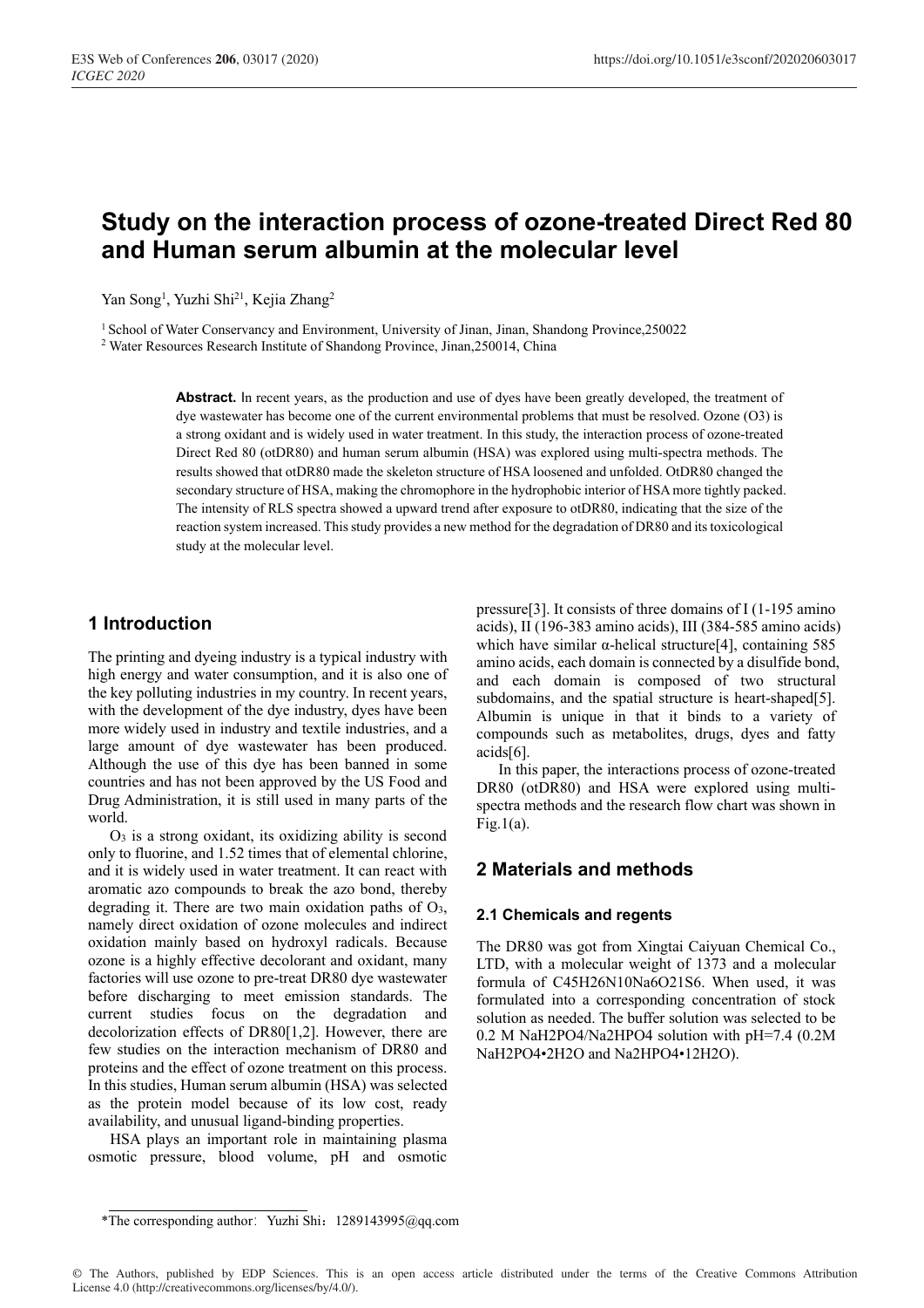# Study on the interaction process of ozone-treated Direct Red 80 and Human serum albumin at the molecular level

Yan Song[1], Yuzhi Shi[21], Kejia Zhang[2]

[1] School of Water Conservancy and Environment, University of Jinan, Jinan, Shandong Province,250022

[2] Water Resources Research Institute of Shandong Province, Jinan,250014, China

**Abstract.** In recent years, as the production and use of dyes have been greatly developed, the treatment of dye wastewater has become one of the current environmental problems that must be resolved. Ozone (O3) is a strong oxidant and is widely used in water treatment. In this study, the interaction process of ozone-treated Direct Red 80 (otDR80) and human serum albumin (HSA) was explored using multi-spectra methods. The results showed that otDR80 made the skeleton structure of HSA loosened and unfolded. OtDR80 changed the secondary structure of HSA, making the chromophore in the hydrophobic interior of HSA more tightly packed. The intensity of RLS spectra showed a upward trend after exposure to otDR80, indicating that the size of the reaction system increased. This study provides a new method for the degradation of DR80 and its toxicological study at the molecular level.

## 1 Introduction

The printing and dyeing industry is a typical industry with high energy and water consumption, and it is also one of the key polluting industries in my country. In recent years, with the development of the dye industry, dyes have been more widely used in industry and textile industries, and a large amount of dye wastewater has been produced. Although the use of this dye has been banned in some countries and has not been approved by the US Food and Drug Administration, it is still used in many parts of the world.

$O_3$ is a strong oxidant, its oxidizing ability is second only to fluorine, and 1.52 times that of elemental chlorine, and it is widely used in water treatment. It can react with aromatic azo compounds to break the azo bond, thereby degrading it. There are two main oxidation paths of $O_3$, namely direct oxidation of ozone molecules and indirect oxidation mainly based on hydroxyl radicals. Because ozone is a highly effective decolorant and oxidant, many factories will use ozone to pre-treat DR80 dye wastewater before discharging to meet emission standards. The current studies focus on the degradation and decolorization effects of DR80[1,2]. However, there are few studies on the interaction mechanism of DR80 and proteins and the effect of ozone treatment on this process. In this studies, Human serum albumin (HSA) was selected as the protein model because of its low cost, ready availability, and unusual ligand-binding properties.

HSA plays an important role in maintaining plasma osmotic pressure, blood volume, pH and osmotic pressure[3]. It consists of three domains of I (1-195 amino acids), II (196-383 amino acids), III (384-585 amino acids) which have similar α-helical structure[4], containing 585 amino acids, each domain is connected by a disulfide bond, and each domain is composed of two structural subdomains, and the spatial structure is heart-shaped[5]. Albumin is unique in that it binds to a variety of compounds such as metabolites, drugs, dyes and fatty acids[6].

In this paper, the interactions process of ozone-treated DR80 (otDR80) and HSA were explored using multi-spectra methods and the research flow chart was shown in Fig.1(a).

## 2 Materials and methods

### 2.1 Chemicals and regents

The DR80 was got from Xingtai Caiyuan Chemical Co., LTD, with a molecular weight of 1373 and a molecular formula of $C_{45}H_{26}N_{10}Na_6O_{21}S_6$. When used, it was formulated into a corresponding concentration of stock solution as needed. The buffer solution was selected to be 0.2 M $NaH_2PO_4$/$Na_2HPO_4$ solution with pH=7.4 (0.2M $NaH_2PO_4 \cdot 2H_2O$ and $Na_2HPO_4 \cdot 12H_2O$).

*The corresponding author: Yuzhi Shi: 1289143995@qq.com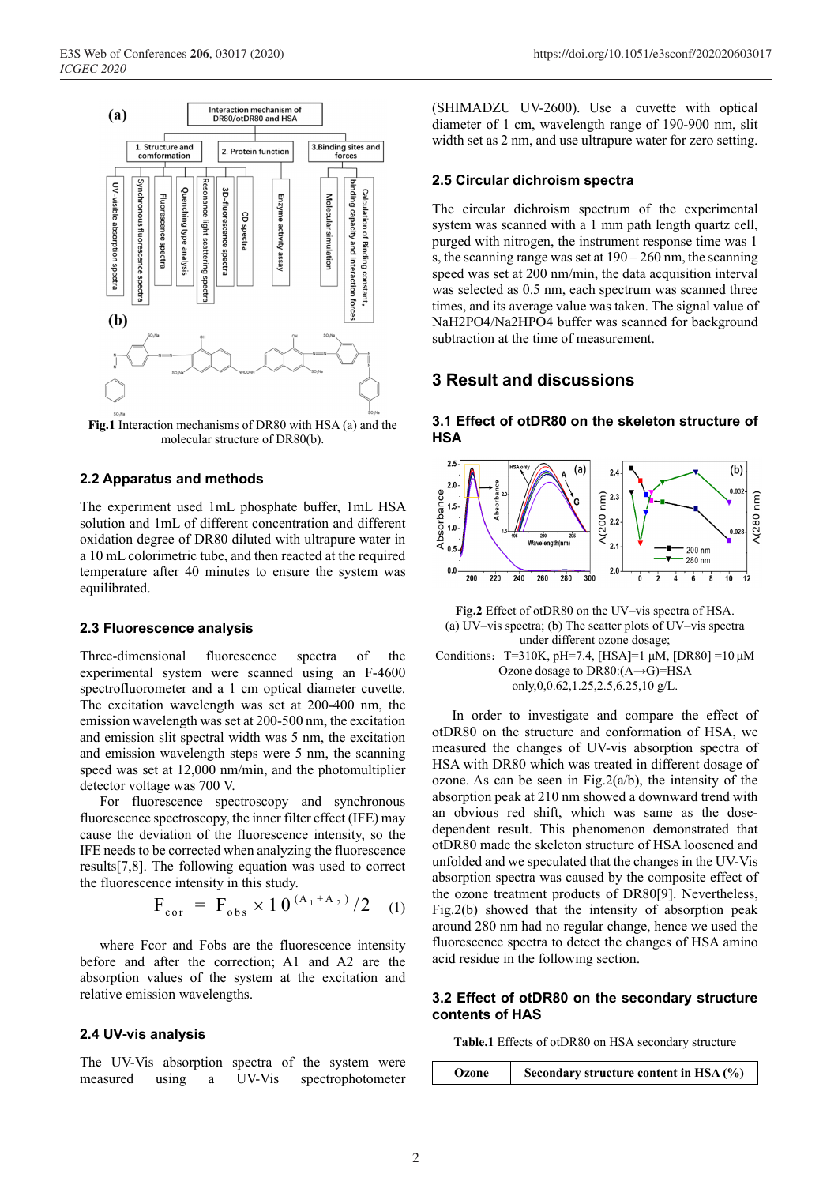Fig.1 Interaction mechanisms of DR80 with HSA (a) and the molecular structure of DR80(b).

## 2.2 Apparatus and methods

The experiment used 1mL phosphate buffer, 1mL HSA solution and 1mL of different concentration and different oxidation degree of DR80 diluted with ultrapure water in a 10 mL colorimetric tube, and then reacted at the required temperature after 40 minutes to ensure the system was equilibrated.

## 2.3 Fluorescence analysis

Three-dimensional fluorescence spectra of the experimental system were scanned using an F-4600 spectrofluorometer and a 1 cm optical diameter cuvette. The excitation wavelength was set at 200-400 nm, the emission wavelength was set at 200-500 nm, the excitation and emission slit spectral width was 5 nm, the excitation and emission wavelength steps were 5 nm, the scanning speed was set at 12,000 nm/min, and the photomultiplier detector voltage was 700 V.

For fluorescence spectroscopy and synchronous fluorescence spectroscopy, the inner filter effect (IFE) may cause the deviation of the fluorescence intensity, so the IFE needs to be corrected when analyzing the fluorescence results[7,8]. The following equation was used to correct the fluorescence intensity in this study.

$$F_{cor} = F_{obs} \times 10^{(A_1 + A_2)/2} \quad (1)$$

where Fcor and Fobs are the fluorescence intensity before and after the correction; A1 and A2 are the absorption values of the system at the excitation and relative emission wavelengths.

## 2.4 UV-vis analysis

The UV-Vis absorption spectra of the system were measured using a UV-Vis spectrophotometer (SHIMADZU UV-2600). Use a cuvette with optical diameter of 1 cm, wavelength range of 190-900 nm, slit width set as 2 nm, and use ultrapure water for zero setting.

## 2.5 Circular dichroism spectra

The circular dichroism spectrum of the experimental system was scanned with a 1 mm path length quartz cell, purged with nitrogen, the instrument response time was 1 s, the scanning range was set at 190 – 260 nm, the scanning speed was set at 200 nm/min, the data acquisition interval was selected as 0.5 nm, each spectrum was scanned three times, and its average value was taken. The signal value of $NaH_2PO_4/Na_2HPO_4$ buffer was scanned for background subtraction at the time of measurement.

# 3 Result and discussions

## 3.1 Effect of otDR80 on the skeleton structure of HSA

Fig.2 Effect of otDR80 on the UV–vis spectra of HSA.
(a) UV–vis spectra; (b) The scatter plots of UV–vis spectra under different ozone dosage;
Conditions：T=310K, pH=7.4, [HSA]=1 μM, [DR80] =10 μM
Ozone dosage to DR80:(A→G)=HSA only,0,0.62,1.25,2.5,6.25,10 g/L.

In order to investigate and compare the effect of otDR80 on the structure and conformation of HSA, we measured the changes of UV-vis absorption spectra of HSA with DR80 which was treated in different dosage of ozone. As can be seen in Fig.2(a/b), the intensity of the absorption peak at 210 nm showed a downward trend with an obvious red shift, which was same as the dose-dependent result. This phenomenon demonstrated that otDR80 made the skeleton structure of HSA loosened and unfolded and we speculated that the changes in the UV-Vis absorption spectra was caused by the composite effect of the ozone treatment products of DR80[9]. Nevertheless, Fig.2(b) showed that the intensity of absorption peak around 280 nm had no regular change, hence we used the fluorescence spectra to detect the changes of HSA amino acid residue in the following section.

## 3.2 Effect of otDR80 on the secondary structure contents of HAS

**Table.1** Effects of otDR80 on HSA secondary structure

| Ozone | Secondary structure content in HSA (%) |
|---|---|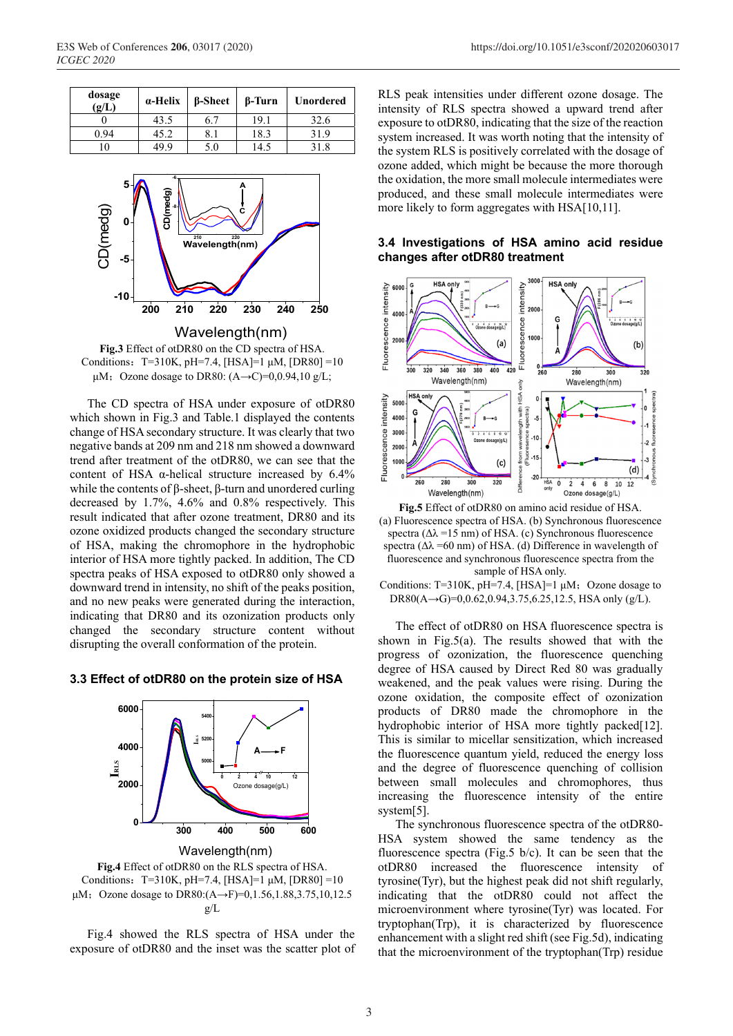| dosage (g/L) | α-Helix | β-Sheet | β-Turn | Unordered |
|---|---|---|---|---|
| 0 | 43.5 | 6.7 | 19.1 | 32.6 |
| 0.94 | 45.2 | 8.1 | 18.3 | 31.9 |
| 10 | 49.9 | 5.0 | 14.5 | 31.8 |

**Fig.3** Effect of otDR80 on the CD spectra of HSA. Conditions：T=310K, pH=7.4, [HSA]=1 μM, [DR80] =10 μM；Ozone dosage to DR80: (A→C)=0,0.94,10 g/L;

The CD spectra of HSA under exposure of otDR80 which shown in Fig.3 and Table.1 displayed the contents change of HSA secondary structure. It was clearly that two negative bands at 209 nm and 218 nm showed a downward trend after treatment of the otDR80, we can see that the content of HSA α-helical structure increased by 6.4% while the contents of β-sheet, β-turn and unordered curling decreased by 1.7%, 4.6% and 0.8% respectively. This result indicated that after ozone treatment, DR80 and its ozone oxidized products changed the secondary structure of HSA, making the chromophore in the hydrophobic interior of HSA more tightly packed. In addition, The CD spectra peaks of HSA exposed to otDR80 only showed a downward trend in intensity, no shift of the peaks position, and no new peaks were generated during the interaction, indicating that DR80 and its ozonization products only changed the secondary structure content without disrupting the overall conformation of the protein.

### 3.3 Effect of otDR80 on the protein size of HSA

**Fig.4** Effect of otDR80 on the RLS spectra of HSA. Conditions：T=310K, pH=7.4, [HSA]=1 μM, [DR80] =10 μM；Ozone dosage to DR80:(A→F)=0,1.56,1.88,3.75,10,12.5 g/L

Fig.4 showed the RLS spectra of HSA under the exposure of otDR80 and the inset was the scatter plot of RLS peak intensities under different ozone dosage. The intensity of RLS spectra showed a upward trend after exposure to otDR80, indicating that the size of the reaction system increased. It was worth noting that the intensity of the system RLS is positively correlated with the dosage of ozone added, which might be because the more thorough the oxidation, the more small molecule intermediates were produced, and these small molecule intermediates were more likely to form aggregates with HSA[10,11].

### 3.4 Investigations of HSA amino acid residue changes after otDR80 treatment

**Fig.5** Effect of otDR80 on amino acid residue of HSA. (a) Fluorescence spectra of HSA. (b) Synchronous fluorescence spectra (Δλ =15 nm) of HSA. (c) Synchronous fluorescence spectra (Δλ =60 nm) of HSA. (d) Difference in wavelength of fluorescence and synchronous fluorescence spectra from the sample of HSA only.

Conditions: T=310K, pH=7.4, [HSA]=1 μM；Ozone dosage to DR80(A→G)=0,0.62,0.94,3.75,6.25,12.5, HSA only (g/L).

The effect of otDR80 on HSA fluorescence spectra is shown in Fig.5(a). The results showed that with the progress of ozonization, the fluorescence quenching degree of HSA caused by Direct Red 80 was gradually weakened, and the peak values were rising. During the ozone oxidation, the composite effect of ozonization products of DR80 made the chromophore in the hydrophobic interior of HSA more tightly packed[12]. This is similar to micellar sensitization, which increased the fluorescence quantum yield, reduced the energy loss and the degree of fluorescence quenching of collision between small molecules and chromophores, thus increasing the fluorescence intensity of the entire system[5].

The synchronous fluorescence spectra of the otDR80-HSA system showed the same tendency as the fluorescence spectra (Fig.5 b/c). It can be seen that the otDR80 increased the fluorescence intensity of tyrosine(Tyr), but the highest peak did not shift regularly, indicating that the otDR80 could not affect the microenvironment where tyrosine(Tyr) was located. For tryptophan(Trp), it is characterized by fluorescence enhancement with a slight red shift (see Fig.5d), indicating that the microenvironment of the tryptophan(Trp) residue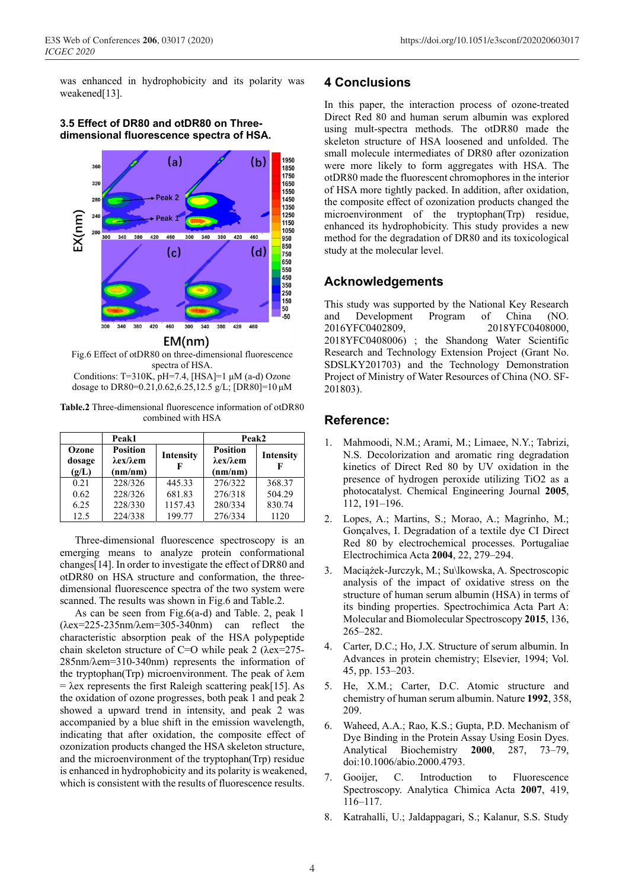was enhanced in hydrophobicity and its polarity was weakened[13].

### 3.5 Effect of DR80 and otDR80 on Three-dimensional fluorescence spectra of HSA.

Fig.6 Effect of otDR80 on three-dimensional fluorescence spectra of HSA.
Conditions: T=310K, pH=7.4, [HSA]=1 μM (a-d) Ozone dosage to DR80=0.21,0.62,6.25,12.5 g/L; [DR80]=10 μM

**Table.2** Three-dimensional fluorescence information of otDR80 combined with HSA

| Ozone dosage (g/L) | Peak1 Position λex/λem (nm/nm) | Peak1 Intensity F | Peak2 Position λex/λem (nm/nm) | Peak2 Intensity F |
|---|---|---|---|---|
| 0.21 | 228/326 | 445.33 | 276/322 | 368.37 |
| 0.62 | 228/326 | 681.83 | 276/318 | 504.29 |
| 6.25 | 228/330 | 1157.43 | 280/334 | 830.74 |
| 12.5 | 224/338 | 199.77 | 276/334 | 1120 |

Three-dimensional fluorescence spectroscopy is an emerging means to analyze protein conformational changes[14]. In order to investigate the effect of DR80 and otDR80 on HSA structure and conformation, the three-dimensional fluorescence spectra of the two system were scanned. The results was shown in Fig.6 and Table.2.

As can be seen from Fig.6(a-d) and Table. 2, peak 1 (λex=225-235nm/λem=305-340nm) can reflect the characteristic absorption peak of the HSA polypeptide chain skeleton structure of C=O while peak 2 (λex=275-285nm/λem=310-340nm) represents the information of the tryptophan(Trp) microenvironment. The peak of λem = λex represents the first Raleigh scattering peak[15]. As the oxidation of ozone progresses, both peak 1 and peak 2 showed a upward trend in intensity, and peak 2 was accompanied by a blue shift in the emission wavelength, indicating that after oxidation, the composite effect of ozonization products changed the HSA skeleton structure, and the microenvironment of the tryptophan(Trp) residue is enhanced in hydrophobicity and its polarity is weakened, which is consistent with the results of fluorescence results.

## 4 Conclusions

In this paper, the interaction process of ozone-treated Direct Red 80 and human serum albumin was explored using mult-spectra methods. The otDR80 made the skeleton structure of HSA loosened and unfolded. The small molecule intermediates of DR80 after ozonization were more likely to form aggregates with HSA. The otDR80 made the fluorescent chromophores in the interior of HSA more tightly packed. In addition, after oxidation, the composite effect of ozonization products changed the microenvironment of the tryptophan(Trp) residue, enhanced its hydrophobicity. This study provides a new method for the degradation of DR80 and its toxicological study at the molecular level.

## Acknowledgements

This study was supported by the National Key Research and Development Program of China (NO. 2016YFC0402809, 2018YFC0408000, 2018YFC0408006) ; the Shandong Water Scientific Research and Technology Extension Project (Grant No. SDSLKY201703) and the Technology Demonstration Project of Ministry of Water Resources of China (NO. SF-201803).

## Reference:

1. Mahmoodi, N.M.; Arami, M.; Limaee, N.Y.; Tabrizi, N.S. Decolorization and aromatic ring degradation kinetics of Direct Red 80 by UV oxidation in the presence of hydrogen peroxide utilizing TiO2 as a photocatalyst. Chemical Engineering Journal **2005**, 112, 191–196.
2. Lopes, A.; Martins, S.; Morao, A.; Magrinho, M.; Gonçalves, I. Degradation of a textile dye CI Direct Red 80 by electrochemical processes. Portugaliae Electrochimica Acta **2004**, 22, 279–294.
3. Maciążek-Jurczyk, M.; Su\lkowska, A. Spectroscopic analysis of the impact of oxidative stress on the structure of human serum albumin (HSA) in terms of its binding properties. Spectrochimica Acta Part A: Molecular and Biomolecular Spectroscopy **2015**, 136, 265–282.
4. Carter, D.C.; Ho, J.X. Structure of serum albumin. In Advances in protein chemistry; Elsevier, 1994; Vol. 45, pp. 153–203.
5. He, X.M.; Carter, D.C. Atomic structure and chemistry of human serum albumin. Nature **1992**, 358, 209.
6. Waheed, A.A.; Rao, K.S.; Gupta, P.D. Mechanism of Dye Binding in the Protein Assay Using Eosin Dyes. Analytical Biochemistry **2000**, 287, 73–79, doi:10.1006/abio.2000.4793.
7. Gooijer, C. Introduction to Fluorescence Spectroscopy. Analytica Chimica Acta **2007**, 419, 116–117.
8. Katrahalli, U.; Jaldappagari, S.; Kalanur, S.S. Study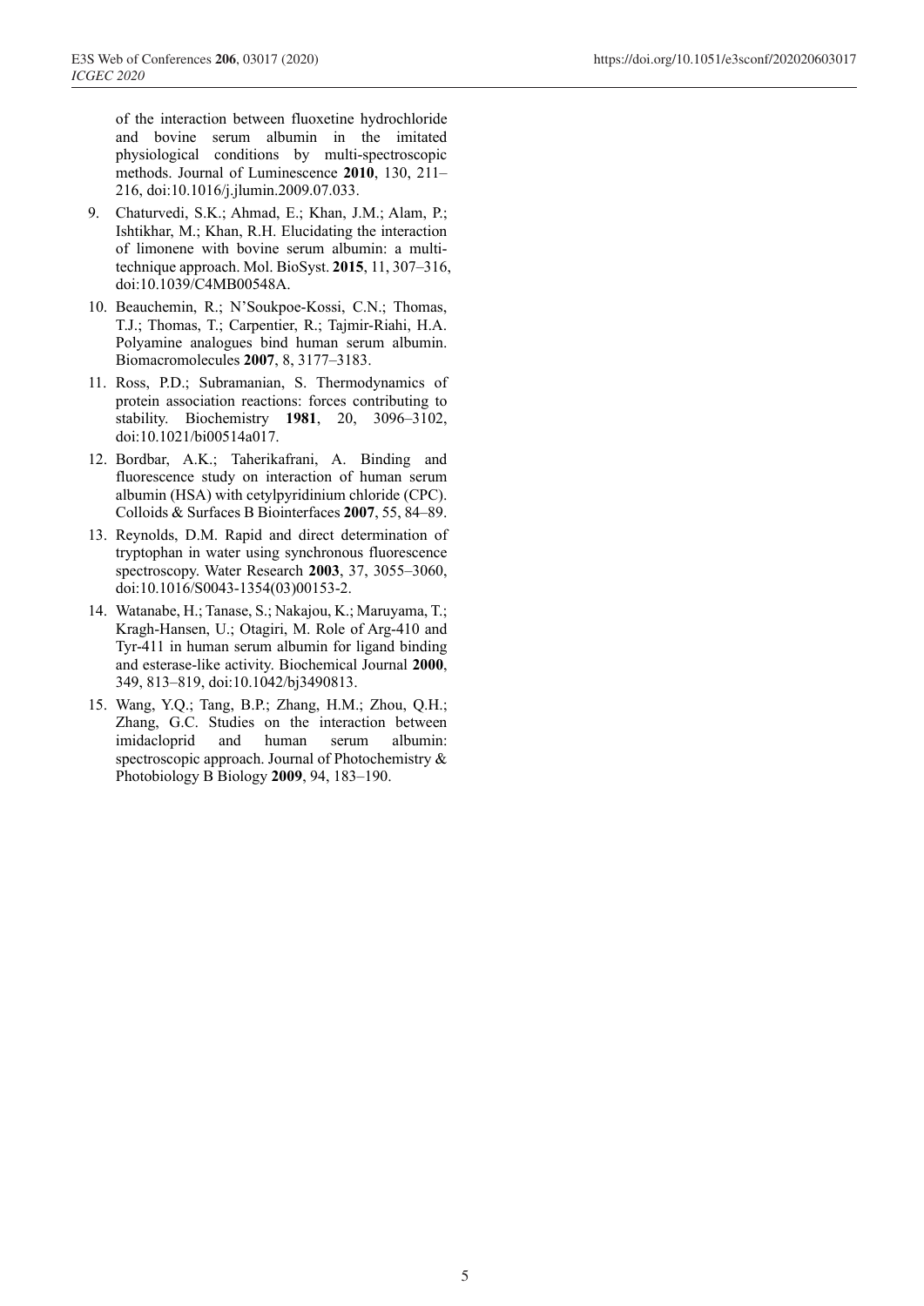of the interaction between fluoxetine hydrochloride and bovine serum albumin in the imitated physiological conditions by multi-spectroscopic methods. Journal of Luminescence **2010**, 130, 211–216, doi:10.1016/j.jlumin.2009.07.033.

9. Chaturvedi, S.K.; Ahmad, E.; Khan, J.M.; Alam, P.; Ishtikhar, M.; Khan, R.H. Elucidating the interaction of limonene with bovine serum albumin: a multi-technique approach. Mol. BioSyst. **2015**, 11, 307–316, doi:10.1039/C4MB00548A.
10. Beauchemin, R.; N'Soukpoe-Kossi, C.N.; Thomas, T.J.; Thomas, T.; Carpentier, R.; Tajmir-Riahi, H.A. Polyamine analogues bind human serum albumin. Biomacromolecules **2007**, 8, 3177–3183.
11. Ross, P.D.; Subramanian, S. Thermodynamics of protein association reactions: forces contributing to stability. Biochemistry **1981**, 20, 3096–3102, doi:10.1021/bi00514a017.
12. Bordbar, A.K.; Taherikafrani, A. Binding and fluorescence study on interaction of human serum albumin (HSA) with cetylpyridinium chloride (CPC). Colloids & Surfaces B Biointerfaces **2007**, 55, 84–89.
13. Reynolds, D.M. Rapid and direct determination of tryptophan in water using synchronous fluorescence spectroscopy. Water Research **2003**, 37, 3055–3060, doi:10.1016/S0043-1354(03)00153-2.
14. Watanabe, H.; Tanase, S.; Nakajou, K.; Maruyama, T.; Kragh-Hansen, U.; Otagiri, M. Role of Arg-410 and Tyr-411 in human serum albumin for ligand binding and esterase-like activity. Biochemical Journal **2000**, 349, 813–819, doi:10.1042/bj3490813.
15. Wang, Y.Q.; Tang, B.P.; Zhang, H.M.; Zhou, Q.H.; Zhang, G.C. Studies on the interaction between imidacloprid and human serum albumin: spectroscopic approach. Journal of Photochemistry & Photobiology B Biology **2009**, 94, 183–190.